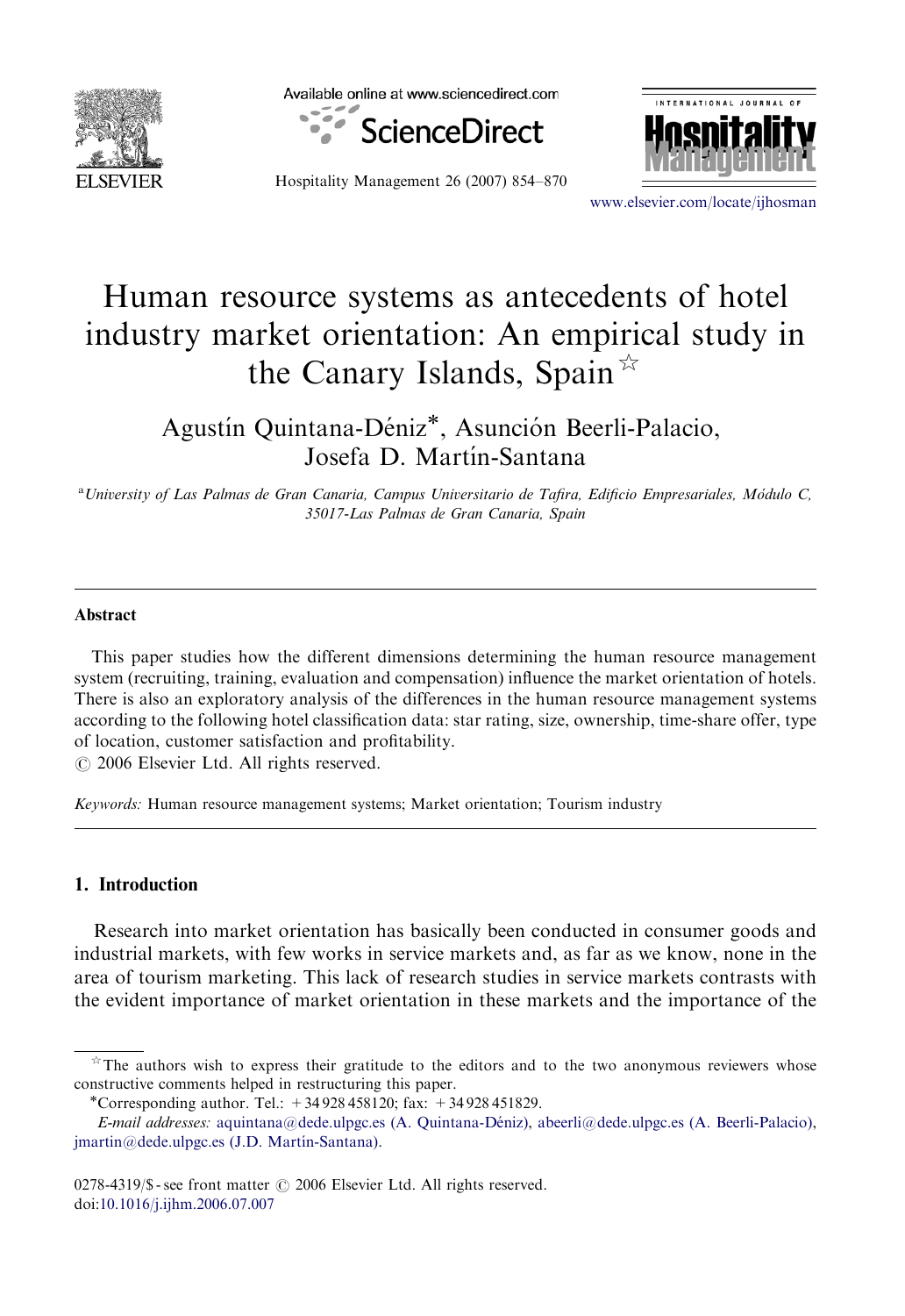# Human resource systems as antecedents of hotel industry market orientation: An empirical study in the Canary Islands, Spain☆

Agustín Quintana-Déniz*, Asunción Beerli-Palacio, Josefa D. Martín-Santana

[a]University of Las Palmas de Gran Canaria, Campus Universitario de Tafira, Edificio Empresariales, Módulo C, 35017-Las Palmas de Gran Canaria, Spain

## Abstract

This paper studies how the different dimensions determining the human resource management system (recruiting, training, evaluation and compensation) influence the market orientation of hotels. There is also an exploratory analysis of the differences in the human resource management systems according to the following hotel classification data: star rating, size, ownership, time-share offer, type of location, customer satisfaction and profitability.

© 2006 Elsevier Ltd. All rights reserved.

*Keywords:* Human resource management systems; Market orientation; Tourism industry

## 1. Introduction

Research into market orientation has basically been conducted in consumer goods and industrial markets, with few works in service markets and, as far as we know, none in the area of tourism marketing. This lack of research studies in service markets contrasts with the evident importance of market orientation in these markets and the importance of the

---

☆The authors wish to express their gratitude to the editors and to the two anonymous reviewers whose constructive comments helped in restructuring this paper.

*Corresponding author. Tel.: +34 928 458120; fax: +34 928 451829.

*E-mail addresses:* aquintana@dede.ulpgc.es (A. Quintana-Déniz), abeerli@dede.ulpgc.es (A. Beerli-Palacio), jmartin@dede.ulpgc.es (J.D. Martín-Santana).

0278-4319/$ - see front matter © 2006 Elsevier Ltd. All rights reserved.
doi:10.1016/j.ijhm.2006.07.007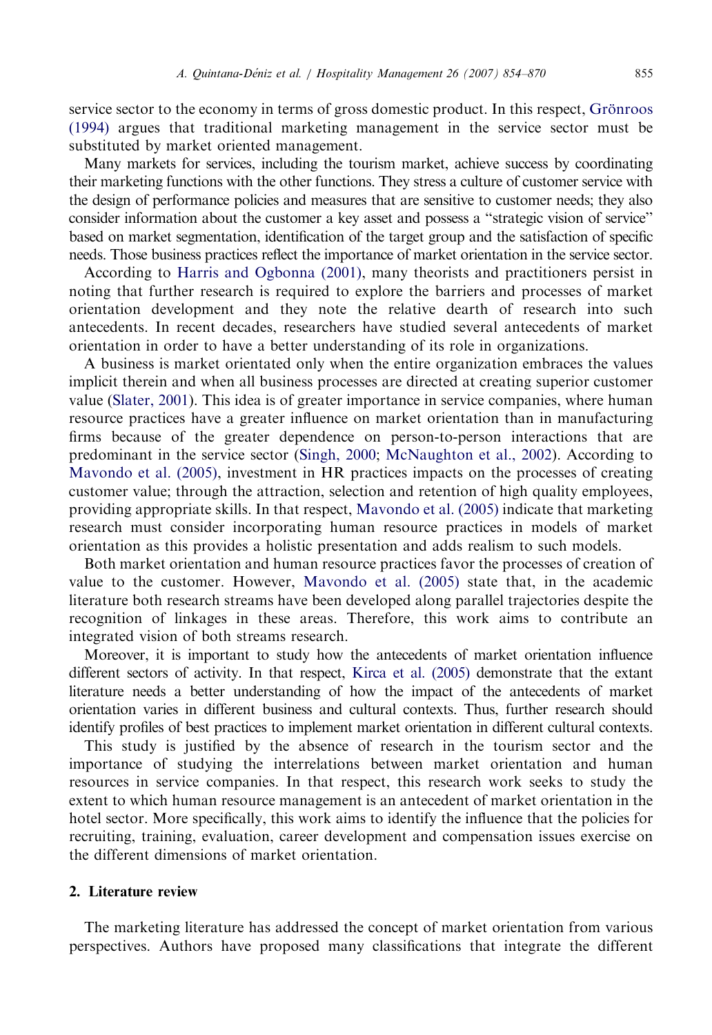service sector to the economy in terms of gross domestic product. In this respect, Grönroos (1994) argues that traditional marketing management in the service sector must be substituted by market oriented management.

Many markets for services, including the tourism market, achieve success by coordinating their marketing functions with the other functions. They stress a culture of customer service with the design of performance policies and measures that are sensitive to customer needs; they also consider information about the customer a key asset and possess a "strategic vision of service" based on market segmentation, identification of the target group and the satisfaction of specific needs. Those business practices reflect the importance of market orientation in the service sector.

According to Harris and Ogbonna (2001), many theorists and practitioners persist in noting that further research is required to explore the barriers and processes of market orientation development and they note the relative dearth of research into such antecedents. In recent decades, researchers have studied several antecedents of market orientation in order to have a better understanding of its role in organizations.

A business is market orientated only when the entire organization embraces the values implicit therein and when all business processes are directed at creating superior customer value (Slater, 2001). This idea is of greater importance in service companies, where human resource practices have a greater influence on market orientation than in manufacturing firms because of the greater dependence on person-to-person interactions that are predominant in the service sector (Singh, 2000; McNaughton et al., 2002). According to Mavondo et al. (2005), investment in HR practices impacts on the processes of creating customer value; through the attraction, selection and retention of high quality employees, providing appropriate skills. In that respect, Mavondo et al. (2005) indicate that marketing research must consider incorporating human resource practices in models of market orientation as this provides a holistic presentation and adds realism to such models.

Both market orientation and human resource practices favor the processes of creation of value to the customer. However, Mavondo et al. (2005) state that, in the academic literature both research streams have been developed along parallel trajectories despite the recognition of linkages in these areas. Therefore, this work aims to contribute an integrated vision of both streams research.

Moreover, it is important to study how the antecedents of market orientation influence different sectors of activity. In that respect, Kirca et al. (2005) demonstrate that the extant literature needs a better understanding of how the impact of the antecedents of market orientation varies in different business and cultural contexts. Thus, further research should identify profiles of best practices to implement market orientation in different cultural contexts.

This study is justified by the absence of research in the tourism sector and the importance of studying the interrelations between market orientation and human resources in service companies. In that respect, this research work seeks to study the extent to which human resource management is an antecedent of market orientation in the hotel sector. More specifically, this work aims to identify the influence that the policies for recruiting, training, evaluation, career development and compensation issues exercise on the different dimensions of market orientation.

## 2. Literature review

The marketing literature has addressed the concept of market orientation from various perspectives. Authors have proposed many classifications that integrate the different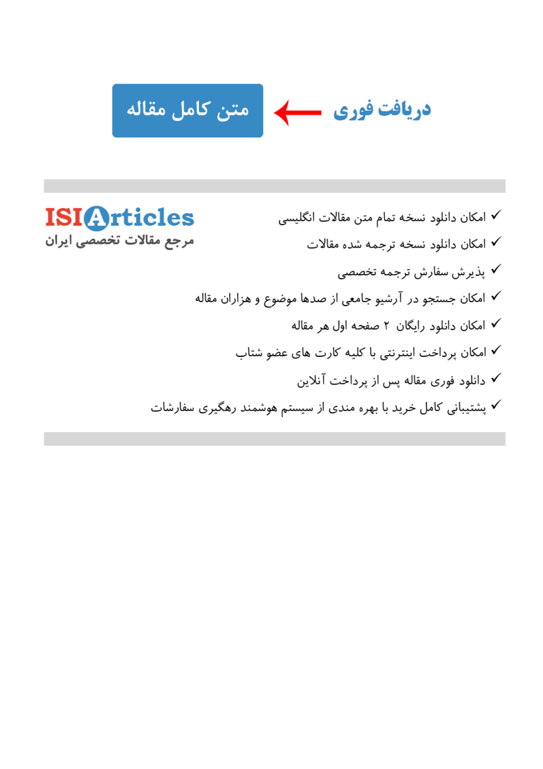دریافت فوری ← متن کامل مقاله

**ISIArticles**
مرجع مقالات تخصصی ایران

- ✓ امکان دانلود نسخه تمام متن مقالات انگلیسی
- ✓ امکان دانلود نسخه ترجمه شده مقالات
- ✓ پذیرش سفارش ترجمه تخصصی
- ✓ امکان جستجو در آرشیو جامعی از صدها موضوع و هزاران مقاله
- ✓ امکان دانلود رایگان ۲ صفحه اول هر مقاله
- ✓ امکان پرداخت اینترنتی با کلیه کارت های عضو شتاب
- ✓ دانلود فوری مقاله پس از پرداخت آنلاین
- ✓ پشتیبانی کامل خرید با بهره مندی از سیستم هوشمند رهگیری سفارشات